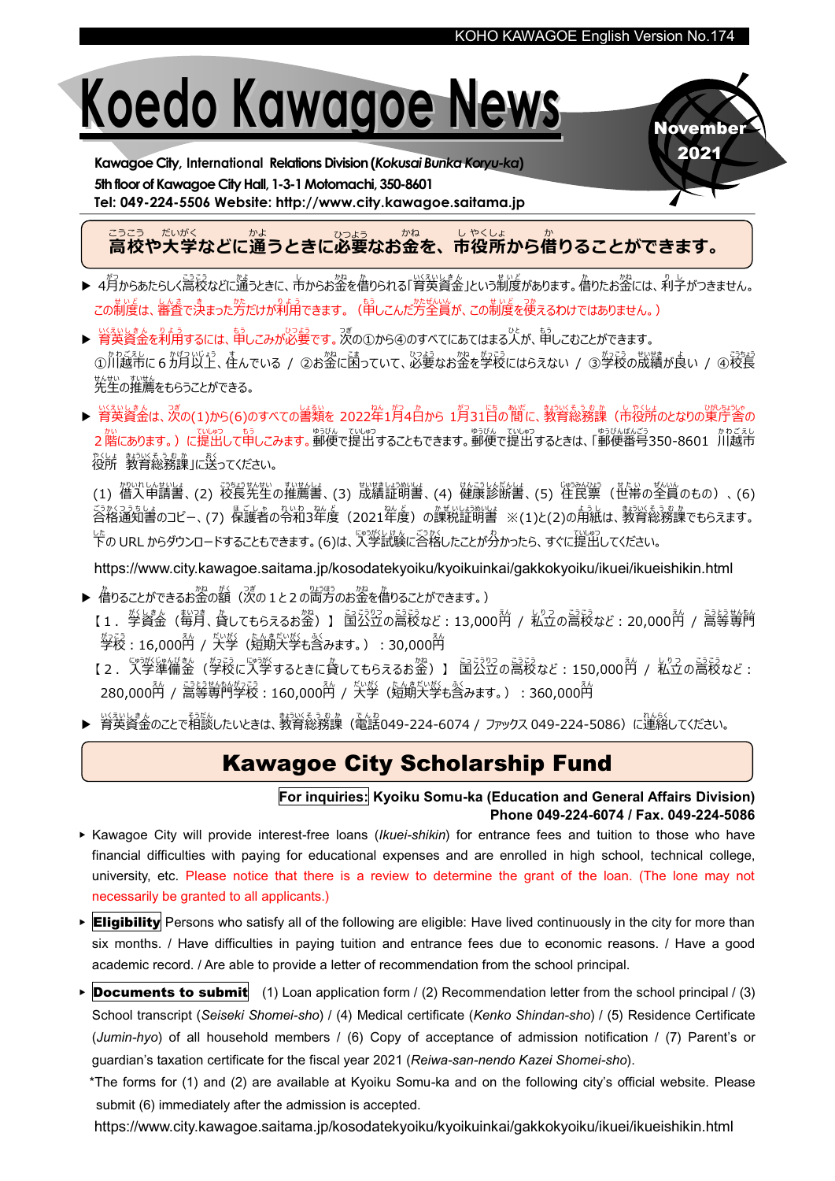KOHO KAWAGOE English Version No.174

# Koedo Kawagoe News

**November 2021**

**Kawagoe City, International Relations Division (*Kokusai Bunka Koryu-ka*)**
**5th floor of Kawagoe City Hall, 1-3-1 Motomachi, 350-8601**
**Tel: 049-224-5506 Website: http://www.city.kawagoe.saitama.jp**

## 高校や大学などに通うときに必要なお金を、市役所から借りることができます。

- 4月からあたらしく高校などに通うときに、市からお金を借りられる「育英資金」という制度があります。借りたお金には、利子がつきません。この制度は、審査で決まった方だけが利用できます。（申しこんだ方全員が、この制度を使えるわけではありません。）
- 育英資金を利用するには、申しこみが必要です。次の①から④のすべてにあてはまる人が、申しこむことができます。
①川越市に６カ月以上、住んでいる / ②お金に困っていて、必要なお金を学校にはらえない / ③学校の成績が良い / ④校長先生の推薦をもらうことができる。
- 育英資金は、次の(1)から(6)のすべての書類を 2022年1月4日から 1月31日の間に、教育総務課（市役所のとなりの東庁舎の２階にあります。）に提出して申しこみます。郵便で提出することもできます。郵便で提出するときは、「郵便番号350-8601 川越市役所 教育総務課」に送ってください。

(1) 借入申請書、(2) 校長先生の推薦書、(3) 成績証明書、(4) 健康診断書、(5) 住民票（世帯の全員のもの）、(6) 合格通知書のコピー、(7) 保護者の令和3年度（2021年度）の課税証明書 ※(1)と(2)の用紙は、教育総務課でもらえます。下の URL からダウンロードすることもできます。(6)は、入学試験に合格したことが分かったら、すぐに提出してください。

https://www.city.kawagoe.saitama.jp/kosodatekyoiku/kyoikuinkai/gakkokyoiku/ikuei/ikueishikin.html

- 借りることができるお金の額（次の１と２の両方のお金を借りることができます。）
【１．学資金（毎月、貸してもらえるお金）】 国公立の高校など：13,000円 / 私立の高校など：20,000円 / 高等専門学校：16,000円 / 大学（短期大学も含みます。）：30,000円
【２．入学準備金（学校に入学するときに貸してもらえるお金）】 国公立の高校など：150,000円 / 私立の高校など：280,000円 / 高等専門学校：160,000円 / 大学（短期大学も含みます。）：360,000円
- 育英資金のことで相談したいときは、教育総務課（電話049-224-6074 / ファックス 049-224-5086）に連絡してください。

## Kawagoe City Scholarship Fund

**For inquiries: Kyoiku Somu-ka (Education and General Affairs Division)**
**Phone 049-224-6074 / Fax. 049-224-5086**

- Kawagoe City will provide interest-free loans (*Ikuei-shikin*) for entrance fees and tuition to those who have financial difficulties with paying for educational expenses and are enrolled in high school, technical college, university, etc. Please notice that there is a review to determine the grant of the loan. (The lone may not necessarily be granted to all applicants.)
- **Eligibility** Persons who satisfy all of the following are eligible: Have lived continuously in the city for more than six months. / Have difficulties in paying tuition and entrance fees due to economic reasons. / Have a good academic record. / Are able to provide a letter of recommendation from the school principal.
- **Documents to submit** (1) Loan application form / (2) Recommendation letter from the school principal / (3) School transcript (*Seiseki Shomei-sho*) / (4) Medical certificate (*Kenko Shindan-sho*) / (5) Residence Certificate (*Jumin-hyo*) of all household members / (6) Copy of acceptance of admission notification / (7) Parent's or guardian's taxation certificate for the fiscal year 2021 (*Reiwa-san-nendo Kazei Shomei-sho*).

*The forms for (1) and (2) are available at Kyoiku Somu-ka and on the following city's official website. Please submit (6) immediately after the admission is accepted.

https://www.city.kawagoe.saitama.jp/kosodatekyoiku/kyoikuinkai/gakkokyoiku/ikuei/ikueishikin.html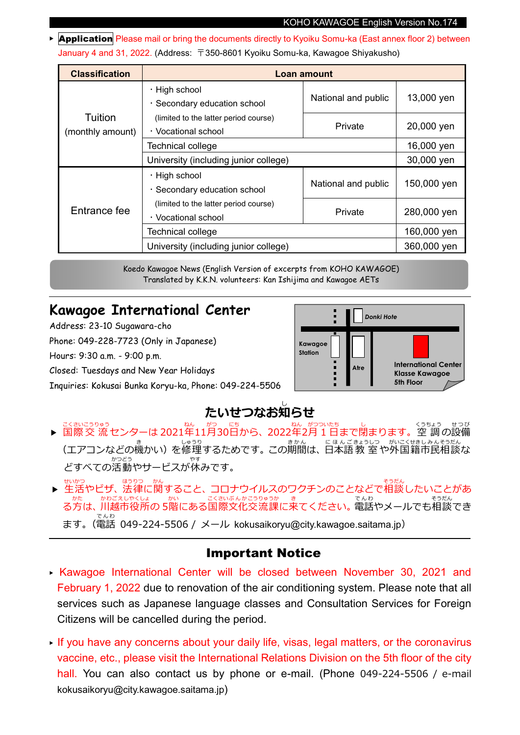▸ **Application** Please mail or bring the documents directly to Kyoiku Somu-ka (East annex floor 2) between January 4 and 31, 2022. (Address: 〒350-8601 Kyoiku Somu-ka, Kawagoe Shiyakusho)

| Classification | Loan amount | | |
|---|---|---|---|
| Tuition (monthly amount) | ・High school ・Secondary education school (limited to the latter period course) ・Vocational school | National and public | 13,000 yen |
| | | Private | 20,000 yen |
| | Technical college | | 16,000 yen |
| | University (including junior college) | | 30,000 yen |
| Entrance fee | ・High school ・Secondary education school (limited to the latter period course) ・Vocational school | National and public | 150,000 yen |
| | | Private | 280,000 yen |
| | Technical college | | 160,000 yen |
| | University (including junior college) | | 360,000 yen |

Koedo Kawagoe News (English Version of excerpts from KOHO KAWAGOE)
Translated by K.K.N. volunteers: Kan Ishijima and Kawagoe AETs

## Kawagoe International Center

Address: 23-10 Sugawara-cho
Phone: 049-228-7723 (Only in Japanese)
Hours: 9:30 a.m. - 9:00 p.m.
Closed: Tuesdays and New Year Holidays
Inquiries: Kokusai Bunka Koryu-ka, Phone: 049-224-5506

Donki Hote
Kawagoe Station
Atre
International Center Klasse Kawagoe 5th Floor

## たいせつなお知らせ

▶ 国際交流センターは2021年11月30日から、2022年2月1日まで閉まります。空調の設備(エアコンなどの機かい)を修理するためです。この期間は、日本語教室や外国籍市民相談などすべての活動やサービスが休みです。

▶ 生活やビザ、法律に関すること、コロナウイルスのワクチンのことなどで相談したいことがある方は、川越市役所の5階にある国際文化交流課に来てください。電話やメールでも相談できます。(電話 049-224-5506 / メール kokusaikoryu@city.kawagoe.saitama.jp)

## Important Notice

▸ Kawagoe International Center will be closed between November 30, 2021 and February 1, 2022 due to renovation of the air conditioning system. Please note that all services such as Japanese language classes and Consultation Services for Foreign Citizens will be cancelled during the period.

▸ If you have any concerns about your daily life, visas, legal matters, or the coronavirus vaccine, etc., please visit the International Relations Division on the 5th floor of the city hall. You can also contact us by phone or e-mail. (Phone 049-224-5506 / e-mail kokusaikoryu@city.kawagoe.saitama.jp)